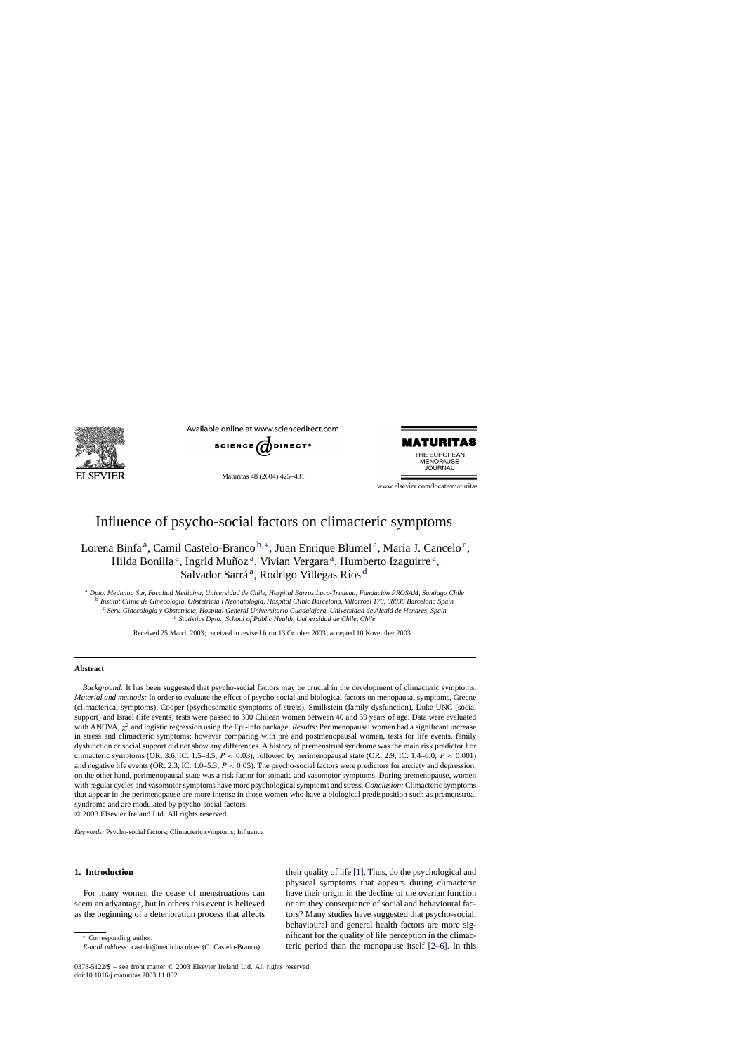# Influence of psycho-social factors on climacteric symptoms

Lorena Binfa [a], Camil Castelo-Branco [b,*], Juan Enrique Blümel [a], María J. Cancelo [c], Hilda Bonilla [a], Ingrid Muñoz [a], Vivian Vergara [a], Humberto Izaguirre [a], Salvador Sarrá [a], Rodrigo Villegas Ríos [d]

[a] *Dpto. Medicina Sur, Facultad Medicina, Universidad de Chile, Hospital Barros Luco-Trudeau, Fundación PROSAM, Santiago Chile*
[b] *Institut Clínic de Ginecologia, Obstetrícia i Neonatologia, Hospital Clínic Barcelona, Villarroel 170, 08036 Barcelona Spain*
[c] *Serv. Ginecología y Obstetricia, Hospital General Universitario Guadalajara, Universidad de Alcalá de Henares, Spain*
[d] *Statistics Dpto., School of Public Health, Universidad de Chile, Chile*

Received 25 March 2003; received in revised form 13 October 2003; accepted 10 November 2003

## Abstract

*Background:* It has been suggested that psycho-social factors may be crucial in the development of climacteric symptoms. *Material and methods:* In order to evaluate the effect of psycho-social and biological factors on menopausal symptoms, Greene (climacterical symptoms), Cooper (psychosomatic symptoms of stress), Smilkstein (family dysfunction), Duke-UNC (social support) and Israel (life events) tests were passed to 300 Chilean women between 40 and 59 years of age. Data were evaluated with ANOVA, $\chi^2$ and logistic regression using the Epi-info package. *Results:* Perimenopausal women had a significant increase in stress and climacteric symptoms; however comparing with pre and postmenopausal women, tests for life events, family dysfunction or social support did not show any differences. A history of premenstrual syndrome was the main risk predictor f or climacteric symptoms (OR: 3.6, IC: 1.5–8.5; $P < 0.03$), followed by perimenopausal state (OR: 2.9, IC: 1.4–6.0; $P < 0.001$) and negative life events (OR: 2.3, IC: 1.0–5.3; $P < 0.05$). The psycho-social factors were predictors for anxiety and depression; on the other hand, perimenopausal state was a risk factor for somatic and vasomotor symptoms. During premenopause, women with regular cycles and vasomotor symptoms have more psychological symptoms and stress. *Conclusion:* Climacteric symptoms that appear in the perimenopause are more intense in those women who have a biological predisposition such as premenstrual syndrome and are modulated by psycho-social factors.
© 2003 Elsevier Ireland Ltd. All rights reserved.

*Keywords:* Psycho-social factors; Climacteric symptoms; Influence

## 1. Introduction

For many women the cease of menstruations can seem an advantage, but in others this event is believed as the beginning of a deterioration process that affects their quality of life [1]. Thus, do the psychological and physical symptoms that appears during climacteric have their origin in the decline of the ovarian function or are they consequence of social and behavioural factors? Many studies have suggested that psycho-social, behavioural and general health factors are more significant for the quality of life perception in the climacteric period than the menopause itself [2–6]. In this

* Corresponding author.
*E-mail address:* castelo@medicina.ub.es (C. Castelo-Branco).

0378-5122/$ – see front matter © 2003 Elsevier Ireland Ltd. All rights reserved.
doi:10.1016/j.maturitas.2003.11.002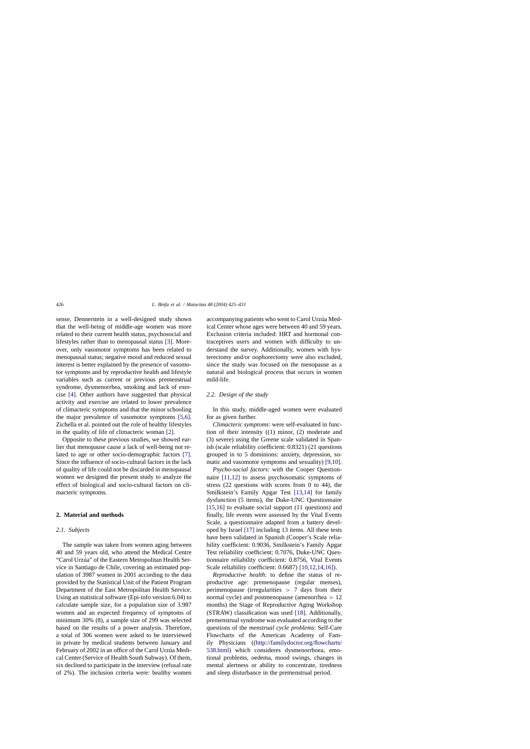sense, Dennerstein in a well-designed study shown that the well-being of middle-age women was more related to their current health status, psychosocial and lifestyles rather than to menopausal status [3]. Moreover, only vasomotor symptoms has been related to menopausal status; negative mood and reduced sexual interest is better explained by the presence of vasomotor symptoms and by reproductive health and lifestyle variables such as current or previous premenstrual syndrome, dysmenorrhea, smoking and lack of exercise [4]. Other authors have suggested that physical activity and exercise are related to lower prevalence of climacteric symptoms and that the minor schooling the major prevalence of vasomotor symptoms [5,6]. Zichella et al. pointed out the role of healthy lifestyles in the quality of life of climacteric woman [2].

Opposite to these previous studies, we showed earlier that menopause cause a lack of well-being not related to age or other socio-demographic factors [7]. Since the influence of socio-cultural factors in the lack of quality of life could not be discarded in menopausal women we designed the present study to analyze the effect of biological and socio-cultural factors on climacteric symptoms.

## 2. Material and methods

### 2.1. Subjects

The sample was taken from women aging between 40 and 59 years old, who attend the Medical Centre "Carol Urzúa" of the Eastern Metropolitan Health Service in Santiago de Chile, covering an estimated population of 3987 women in 2001 according to the data provided by the Statistical Unit of the Patient Program Department of the East Metropolitan Health Service. Using an statistical software (Epi-info version 6.04) to calculate sample size, for a population size of 3.987 women and an expected frequency of symptoms of minimum 30% (8), a sample size of 299 was selected based on the results of a power analysis. Therefore, a total of 306 women were asked to be interviewed in private by medical students between January and February of 2002 in an office of the Carol Urzúa Medical Center (Service of Health South Subway). Of them, six declined to participate in the interview (refusal rate of 2%). The inclusion criteria were: healthy women accompanying patients who went to Carol Urzúa Medical Center whose ages were between 40 and 59 years. Exclusion criteria included: HRT and hormonal contraceptives users and women with difficulty to understand the survey. Additionally, women with hysterectomy and/or oophorectomy were also excluded, since the study was focused on the menopause as a natural and biological process that occurs in women mild-life.

### 2.2. Design of the study

In this study, middle-aged women were evaluated for as given further.

*Climacteric symptoms*: were self-evaluated in function of their intensity ((1) minor, (2) moderate and (3) severe) using the Greene scale validated in Spanish (scale reliability coefficient: 0.8321) (21 questions grouped in to 5 dominions: anxiety, depression, somatic and vasomotor symptoms and sexuality) [9,10].

*Psycho-social factors*: with the Cooper Questionnaire [11,12] to assess psychosomatic symptoms of stress (22 questions with scores from 0 to 44), the Smilkstein's Family Apgar Test [13,14] for family dysfunction (5 items), the Duke-UNC Questionnaire [15,16] to evaluate social support (11 questions) and finally, life events were assessed by the Vital Events Scale, a questionnaire adapted from a battery developed by Israel [17] including 13 items. All these tests have been validated in Spanish (Cooper's Scale reliability coefficient: 0.9036, Smilkstein's Family Apgar Test reliability coefficient: 0.7076, Duke-UNC Questionnaire reliability coefficient: 0.8756, Vital Events Scale reliability coefficient: 0.6687) [10,12,14,16]).

*Reproductive health*: to define the status of reproductive age: premenopause (regular menses), perimenopause (irregularities $>$ 7 days from their normal cycle) and postmenopause (amenorrhea $>$ 12 months) the Stage of Reproductive Aging Workshop (STRAW) classification was used [18]. Additionally, premenstrual syndrome was evaluated according to the questions of the *menstrual cycle problems*: Self-Care Flowcharts of the American Academy of Family Physicians ((http://familydoctor.org/flowcharts/538.html) which consideres dysmenorrhoea, emotional problems, oedema, mood swings, changes in mental alertness or ability to concentrate, tiredness and sleep disturbance in the premenstrual period.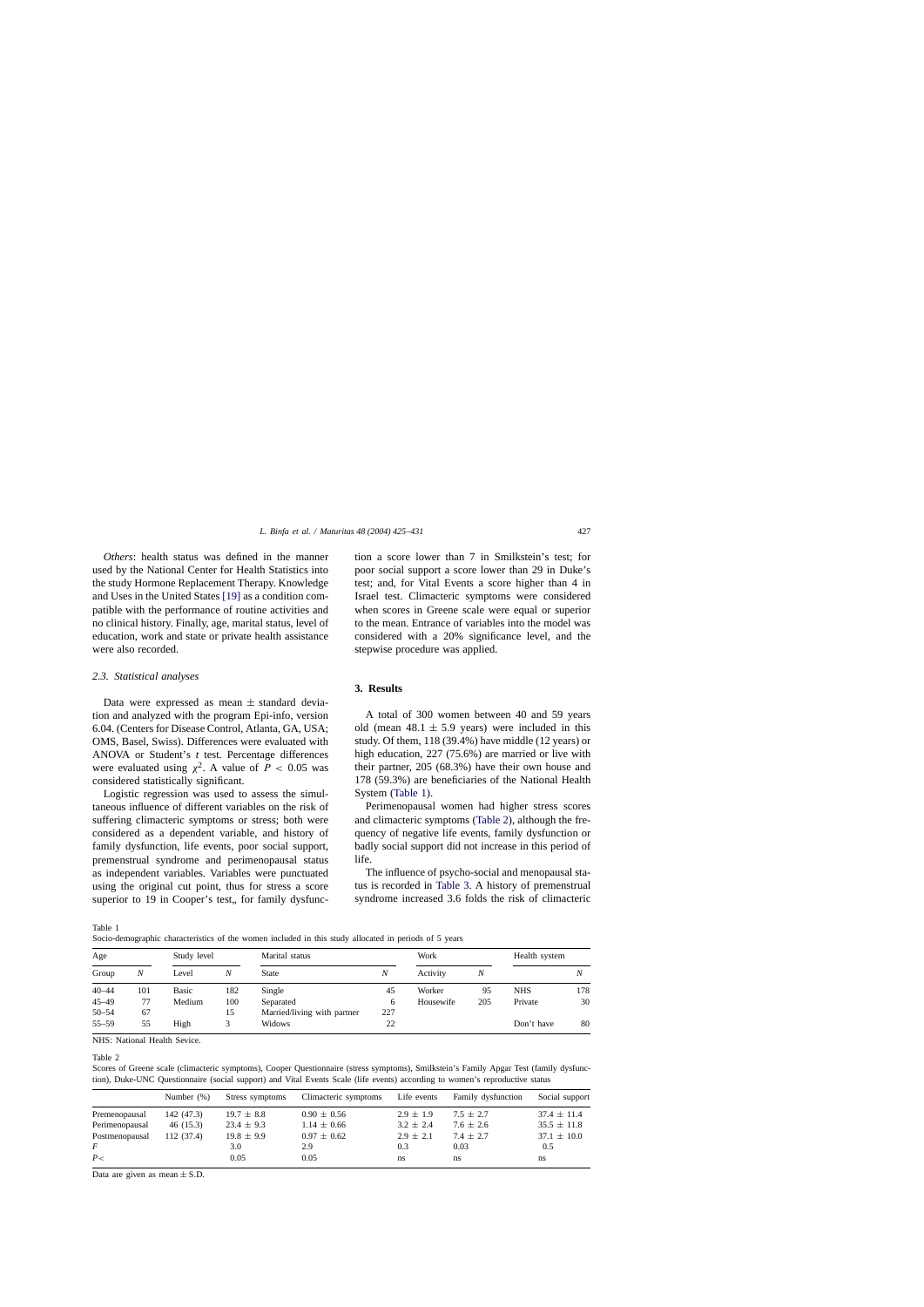*Others*: health status was defined in the manner used by the National Center for Health Statistics into the study Hormone Replacement Therapy. Knowledge and Uses in the United States [19] as a condition compatible with the performance of routine activities and no clinical history. Finally, age, marital status, level of education, work and state or private health assistance were also recorded.

### 2.3. Statistical analyses

Data were expressed as mean ± standard deviation and analyzed with the program Epi-info, version 6.04. (Centers for Disease Control, Atlanta, GA, USA; OMS, Basel, Swiss). Differences were evaluated with ANOVA or Student's *t* test. Percentage differences were evaluated using $\chi^2$. A value of $P < 0.05$ was considered statistically significant.

Logistic regression was used to assess the simultaneous influence of different variables on the risk of suffering climacteric symptoms or stress; both were considered as a dependent variable, and history of family dysfunction, life events, poor social support, premenstrual syndrome and perimenopausal status as independent variables. Variables were punctuated using the original cut point, thus for stress a score superior to 19 in Cooper's test,, for family dysfunction a score lower than 7 in Smilkstein's test; for poor social support a score lower than 29 in Duke's test; and, for Vital Events a score higher than 4 in Israel test. Climacteric symptoms were considered when scores in Greene scale were equal or superior to the mean. Entrance of variables into the model was considered with a 20% significance level, and the stepwise procedure was applied.

## 3. Results

A total of 300 women between 40 and 59 years old (mean 48.1 ± 5.9 years) were included in this study. Of them, 118 (39.4%) have middle (12 years) or high education, 227 (75.6%) are married or live with their partner, 205 (68.3%) have their own house and 178 (59.3%) are beneficiaries of the National Health System (Table 1).

Perimenopausal women had higher stress scores and climacteric symptoms (Table 2), although the frequency of negative life events, family dysfunction or badly social support did not increase in this period of life.

The influence of psycho-social and menopausal status is recorded in Table 3. A history of premenstrual syndrome increased 3.6 folds the risk of climacteric

Table 1
Socio-demographic characteristics of the women included in this study allocated in periods of 5 years

| Age | | Study level | | Marital status | | Work | | Health system | |
|---|---|---|---|---|---|---|---|---|---|
| Group | *N* | Level | *N* | State | *N* | Activity | *N* | | *N* |
| 40–44 | 101 | Basic | 182 | Single | 45 | Worker | 95 | NHS | 178 |
| 45–49 | 77 | Medium | 100 | Separated | 6 | Housewife | 205 | Private | 30 |
| 50–54 | 67 | | 15 | Married/living with partner | 227 | | | | |
| 55–59 | 55 | High | 3 | Widows | 22 | | | Don't have | 80 |

NHS: National Health Sevice.

Table 2
Scores of Greene scale (climacteric symptoms), Cooper Questionnaire (stress symptoms), Smilkstein's Family Apgar Test (family dysfunction), Duke-UNC Questionnaire (social support) and Vital Events Scale (life events) according to women's reproductive status

| | Number (%) | Stress symptoms | Climacteric symptoms | Life events | Family dysfunction | Social support |
|---|---|---|---|---|---|---|
| Premenopausal | 142 (47.3) | 19.7 ± 8.8 | 0.90 ± 0.56 | 2.9 ± 1.9 | 7.5 ± 2.7 | 37.4 ± 11.4 |
| Perimenopausal | 46 (15.3) | 23.4 ± 9.3 | 1.14 ± 0.66 | 3.2 ± 2.4 | 7.6 ± 2.6 | 35.5 ± 11.8 |
| Postmenopausal | 112 (37.4) | 19.8 ± 9.9 | 0.97 ± 0.62 | 2.9 ± 2.1 | 7.4 ± 2.7 | 37.1 ± 10.0 |
| *F* | | 3.0 | 2.9 | 0.3 | 0.03 | 0.5 |
| *P* < | | 0.05 | 0.05 | ns | ns | ns |

Data are given as mean ± S.D.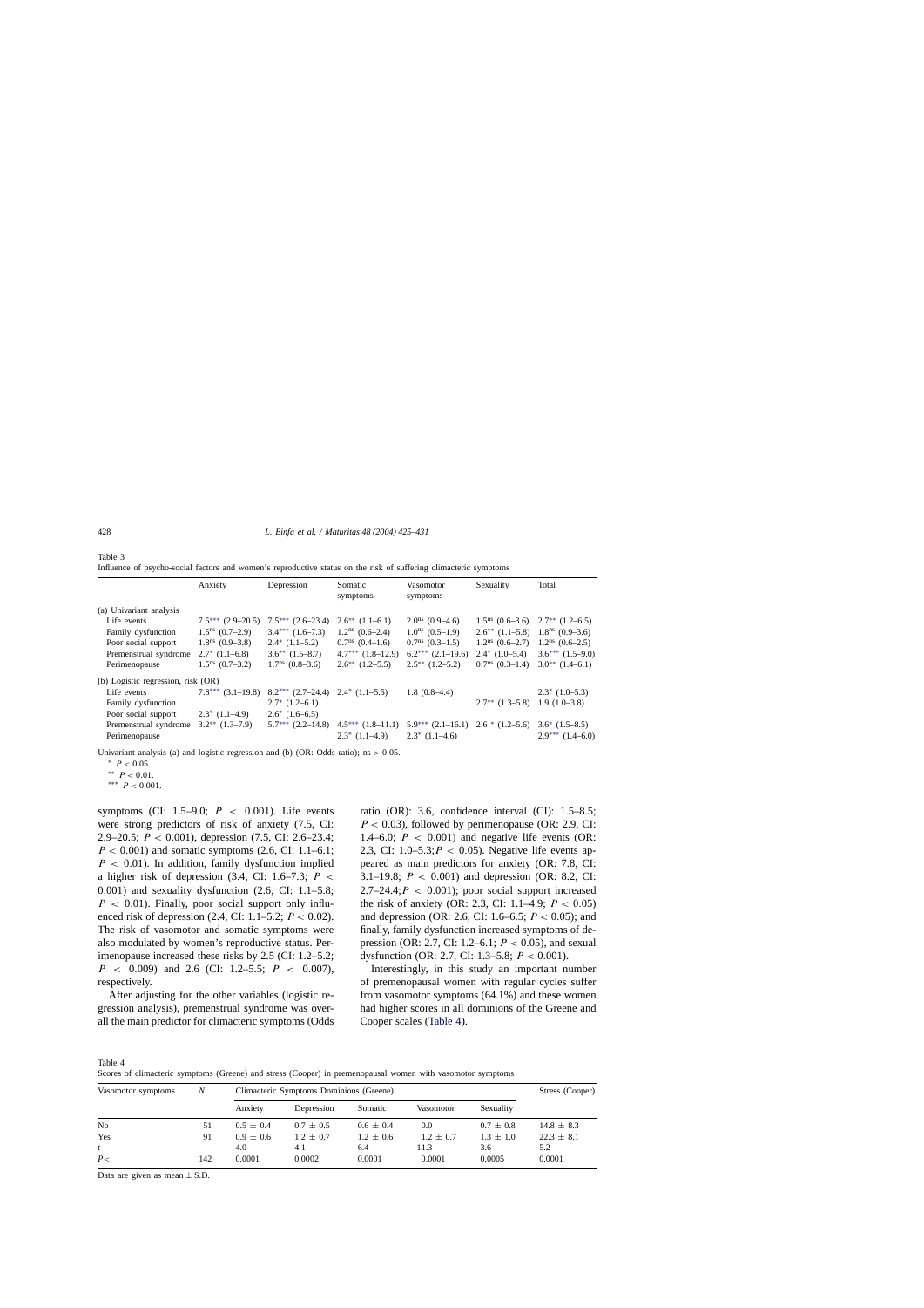Table 3
Influence of psycho-social factors and women's reproductive status on the risk of suffering climacteric symptoms

| | Anxiety | Depression | Somatic symptoms | Vasomotor symptoms | Sexuality | Total |
|---|---|---|---|---|---|---|
| (a) Univariant analysis | | | | | | |
| Life events | $7.5^{***}$ (2.9–20.5) | $7.5^{***}$ (2.6–23.4) | $2.6^{**}$ (1.1–6.1) | $2.0^{ns}$ (0.9–4.6) | $1.5^{ns}$ (0.6–3.6) | $2.7^{**}$ (1.2–6.5) |
| Family dysfunction | $1.5^{ns}$ (0.7–2.9) | $3.4^{***}$ (1.6–7.3) | $1.2^{ns}$ (0.6–2.4) | $1.0^{ns}$ (0.5–1.9) | $2.6^{**}$ (1.1–5.8) | $1.8^{ns}$ (0.9–3.6) |
| Poor social support | $1.8^{ns}$ (0.9–3.8) | $2.4^{*}$ (1.1–5.2) | $0.7^{ns}$ (0.4–1.6) | $0.7^{ns}$ (0.3–1.5) | $1.2^{ns}$ (0.6–2.7) | $1.2^{ns}$ (0.6–2.5) |
| Premenstrual syndrome | $2.7^{*}$ (1.1–6.8) | $3.6^{**}$ (1.5–8.7) | $4.7^{***}$ (1.8–12.9) | $6.2^{***}$ (2.1–19.6) | $2.4^{*}$ (1.0–5.4) | $3.6^{***}$ (1.5–9.0) |
| Perimenopause | $1.5^{ns}$ (0.7–3.2) | $1.7^{ns}$ (0.8–3.6) | $2.6^{**}$ (1.2–5.5) | $2.5^{**}$ (1.2–5.2) | $0.7^{ns}$ (0.3–1.4) | $3.0^{**}$ (1.4–6.1) |
| (b) Logistic regression, risk (OR) | | | | | | |
| Life events | $7.8^{***}$ (3.1–19.8) | $8.2^{***}$ (2.7–24.4) | $2.4^{*}$ (1.1–5.5) | 1.8 (0.8–4.4) | | $2.3^{*}$ (1.0–5.3) |
| Family dysfunction | | $2.7^{*}$ (1.2–6.1) | | | $2.7^{**}$ (1.3–5.8) | 1.9 (1.0–3.8) |
| Poor social support | $2.3^{*}$ (1.1–4.9) | $2.6^{*}$ (1.6–6.5) | | | | |
| Premenstrual syndrome | $3.2^{**}$ (1.3–7.9) | $5.7^{***}$ (2.2–14.8) | $4.5^{***}$ (1.8–11.1) | $5.9^{***}$ (2.1–16.1) | $2.6^{*}$ (1.2–5.6) | $3.6^{*}$ (1.5–8.5) |
| Perimenopause | | | $2.3^{*}$ (1.1–4.9) | $2.3^{*}$ (1.1–4.6) | | $2.9^{***}$ (1.4–6.0) |

Univariant analysis (a) and logistic regression and (b) (OR: Odds ratio); ns > 0.05.

\* $P < 0.05$.

\*\* $P < 0.01$.

\*\*\* $P < 0.001$.

symptoms (CI: 1.5–9.0; $P < 0.001$). Life events were strong predictors of risk of anxiety (7.5, CI: 2.9–20.5; $P < 0.001$), depression (7.5, CI: 2.6–23.4; $P < 0.001$) and somatic symptoms (2.6, CI: 1.1–6.1; $P < 0.01$). In addition, family dysfunction implied a higher risk of depression (3.4, CI: 1.6–7.3; $P < 0.001$) and sexuality dysfunction (2.6, CI: 1.1–5.8; $P < 0.01$). Finally, poor social support only influenced risk of depression (2.4, CI: 1.1–5.2; $P < 0.02$). The risk of vasomotor and somatic symptoms were also modulated by women's reproductive status. Perimenopause increased these risks by 2.5 (CI: 1.2–5.2; $P < 0.009$) and 2.6 (CI: 1.2–5.5; $P < 0.007$), respectively.

After adjusting for the other variables (logistic regression analysis), premenstrual syndrome was overall the main predictor for climacteric symptoms (Odds ratio (OR): 3.6, confidence interval (CI): 1.5–8.5; $P < 0.03$), followed by perimenopause (OR: 2.9, CI: 1.4–6.0; $P < 0.001$) and negative life events (OR: 2.3, CI: 1.0–5.3; $P < 0.05$). Negative life events appeared as main predictors for anxiety (OR: 7.8, CI: 3.1–19.8; $P < 0.001$) and depression (OR: 8.2, CI: 2.7–24.4; $P < 0.001$); poor social support increased the risk of anxiety (OR: 2.3, CI: 1.1–4.9; $P < 0.05$) and depression (OR: 2.6, CI: 1.6–6.5; $P < 0.05$); and finally, family dysfunction increased symptoms of depression (OR: 2.7, CI: 1.2–6.1; $P < 0.05$), and sexual dysfunction (OR: 2.7, CI: 1.3–5.8; $P < 0.001$).

Interestingly, in this study an important number of premenopausal women with regular cycles suffer from vasomotor symptoms (64.1%) and these women had higher scores in all dominions of the Greene and Cooper scales (Table 4).

Table 4
Scores of climacteric symptoms (Greene) and stress (Cooper) in premenopausal women with vasomotor symptoms

| Vasomotor symptoms | N | Climacteric Symptoms Dominions (Greene) | | | | | Stress (Cooper) |
|---|---|---|---|---|---|---|---|
| | | Anxiety | Depression | Somatic | Vasomotor | Sexuality | |
| No | 51 | 0.5 ± 0.4 | 0.7 ± 0.5 | 0.6 ± 0.4 | 0.0 | 0.7 ± 0.8 | 14.8 ± 8.3 |
| Yes | 91 | 0.9 ± 0.6 | 1.2 ± 0.7 | 1.2 ± 0.6 | 1.2 ± 0.7 | 1.3 ± 1.0 | 22.3 ± 8.1 |
| t | | 4.0 | 4.1 | 6.4 | 11.3 | 3.6 | 5.2 |
| $P <$ | 142 | 0.0001 | 0.0002 | 0.0001 | 0.0001 | 0.0005 | 0.0001 |

Data are given as mean ± S.D.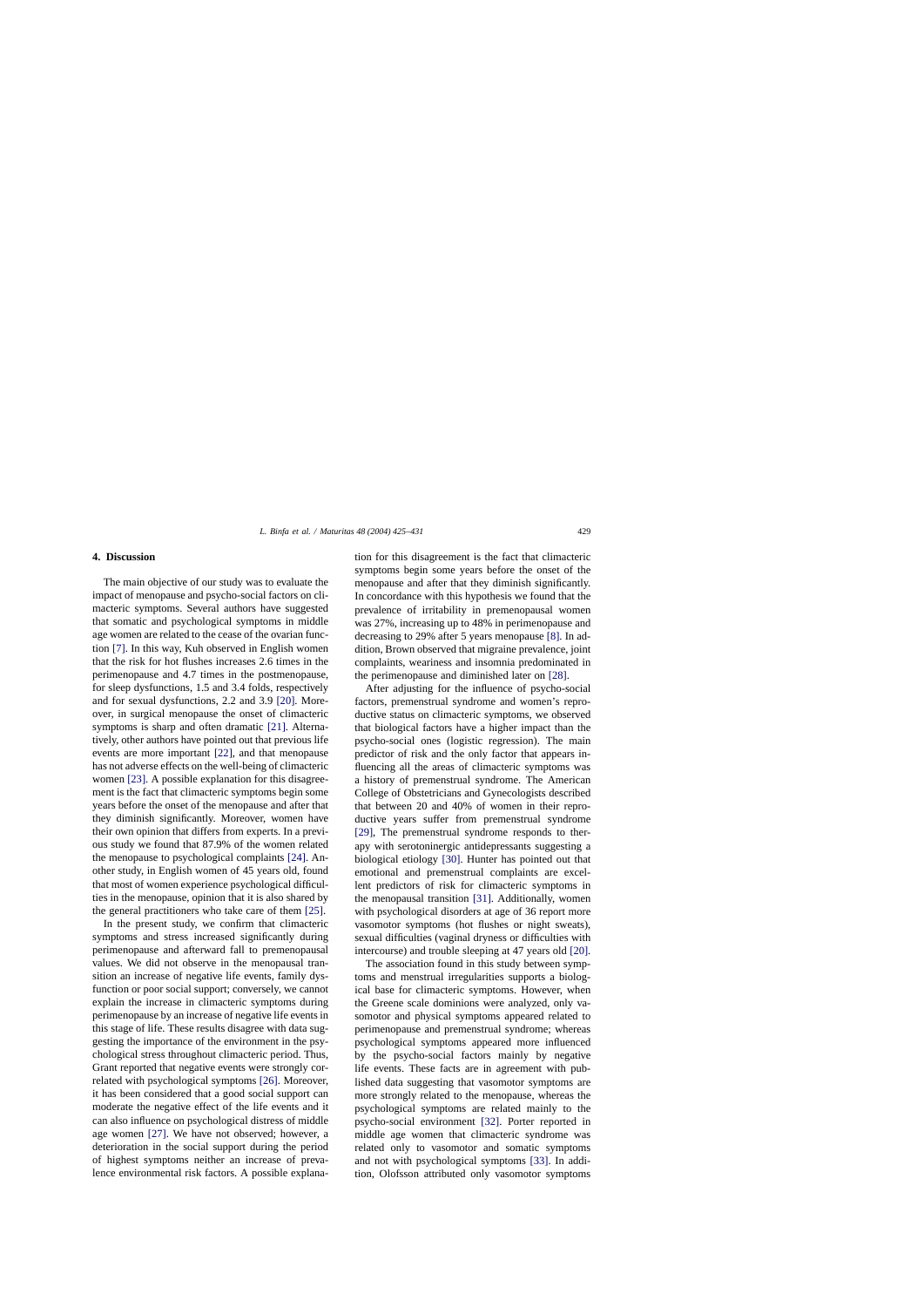## 4. Discussion

The main objective of our study was to evaluate the impact of menopause and psycho-social factors on climacteric symptoms. Several authors have suggested that somatic and psychological symptoms in middle age women are related to the cease of the ovarian function [7]. In this way, Kuh observed in English women that the risk for hot flushes increases 2.6 times in the perimenopause and 4.7 times in the postmenopause, for sleep dysfunctions, 1.5 and 3.4 folds, respectively and for sexual dysfunctions, 2.2 and 3.9 [20]. Moreover, in surgical menopause the onset of climacteric symptoms is sharp and often dramatic [21]. Alternatively, other authors have pointed out that previous life events are more important [22], and that menopause has not adverse effects on the well-being of climacteric women [23]. A possible explanation for this disagreement is the fact that climacteric symptoms begin some years before the onset of the menopause and after that they diminish significantly. Moreover, women have their own opinion that differs from experts. In a previous study we found that 87.9% of the women related the menopause to psychological complaints [24]. Another study, in English women of 45 years old, found that most of women experience psychological difficulties in the menopause, opinion that it is also shared by the general practitioners who take care of them [25].

In the present study, we confirm that climacteric symptoms and stress increased significantly during perimenopause and afterward fall to premenopausal values. We did not observe in the menopausal transition an increase of negative life events, family dysfunction or poor social support; conversely, we cannot explain the increase in climacteric symptoms during perimenopause by an increase of negative life events in this stage of life. These results disagree with data suggesting the importance of the environment in the psychological stress throughout climacteric period. Thus, Grant reported that negative events were strongly correlated with psychological symptoms [26]. Moreover, it has been considered that a good social support can moderate the negative effect of the life events and it can also influence on psychological distress of middle age women [27]. We have not observed; however, a deterioration in the social support during the period of highest symptoms neither an increase of prevalence environmental risk factors. A possible explanation for this disagreement is the fact that climacteric symptoms begin some years before the onset of the menopause and after that they diminish significantly. In concordance with this hypothesis we found that the prevalence of irritability in premenopausal women was 27%, increasing up to 48% in perimenopause and decreasing to 29% after 5 years menopause [8]. In addition, Brown observed that migraine prevalence, joint complaints, weariness and insomnia predominated in the perimenopause and diminished later on [28].

After adjusting for the influence of psycho-social factors, premenstrual syndrome and women's reproductive status on climacteric symptoms, we observed that biological factors have a higher impact than the psycho-social ones (logistic regression). The main predictor of risk and the only factor that appears influencing all the areas of climacteric symptoms was a history of premenstrual syndrome. The American College of Obstetricians and Gynecologists described that between 20 and 40% of women in their reproductive years suffer from premenstrual syndrome [29], The premenstrual syndrome responds to therapy with serotoninergic antidepressants suggesting a biological etiology [30]. Hunter has pointed out that emotional and premenstrual complaints are excellent predictors of risk for climacteric symptoms in the menopausal transition [31]. Additionally, women with psychological disorders at age of 36 report more vasomotor symptoms (hot flushes or night sweats), sexual difficulties (vaginal dryness or difficulties with intercourse) and trouble sleeping at 47 years old [20].

The association found in this study between symptoms and menstrual irregularities supports a biological base for climacteric symptoms. However, when the Greene scale dominions were analyzed, only vasomotor and physical symptoms appeared related to perimenopause and premenstrual syndrome; whereas psychological symptoms appeared more influenced by the psycho-social factors mainly by negative life events. These facts are in agreement with published data suggesting that vasomotor symptoms are more strongly related to the menopause, whereas the psychological symptoms are related mainly to the psycho-social environment [32]. Porter reported in middle age women that climacteric syndrome was related only to vasomotor and somatic symptoms and not with psychological symptoms [33]. In addition, Olofsson attributed only vasomotor symptoms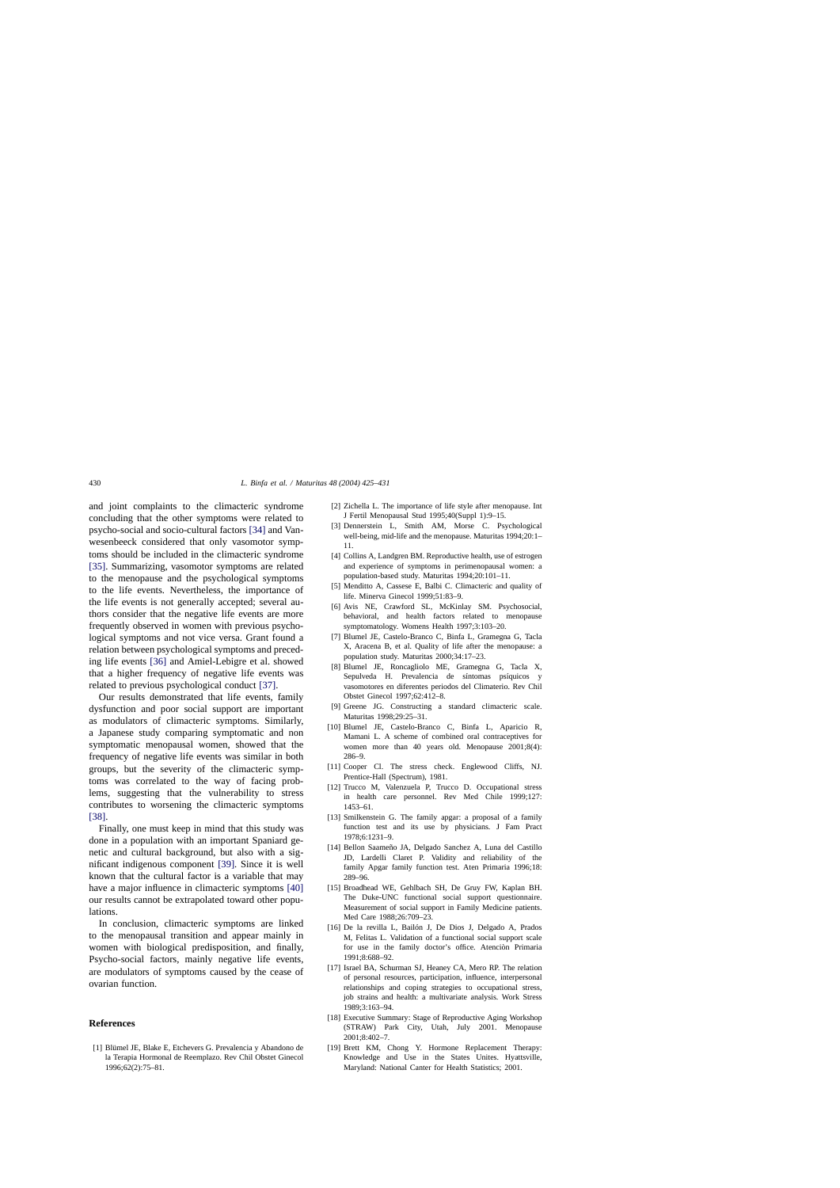and joint complaints to the climacteric syndrome concluding that the other symptoms were related to psycho-social and socio-cultural factors [34] and Vanwesenbeeck considered that only vasomotor symptoms should be included in the climacteric syndrome [35]. Summarizing, vasomotor symptoms are related to the menopause and the psychological symptoms to the life events. Nevertheless, the importance of the life events is not generally accepted; several authors consider that the negative life events are more frequently observed in women with previous psychological symptoms and not vice versa. Grant found a relation between psychological symptoms and preceding life events [36] and Amiel-Lebigre et al. showed that a higher frequency of negative life events was related to previous psychological conduct [37].

Our results demonstrated that life events, family dysfunction and poor social support are important as modulators of climacteric symptoms. Similarly, a Japanese study comparing symptomatic and non symptomatic menopausal women, showed that the frequency of negative life events was similar in both groups, but the severity of the climacteric symptoms was correlated to the way of facing problems, suggesting that the vulnerability to stress contributes to worsening the climacteric symptoms [38].

Finally, one must keep in mind that this study was done in a population with an important Spaniard genetic and cultural background, but also with a significant indigenous component [39]. Since it is well known that the cultural factor is a variable that may have a major influence in climacteric symptoms [40] our results cannot be extrapolated toward other populations.

In conclusion, climacteric symptoms are linked to the menopausal transition and appear mainly in women with biological predisposition, and finally, Psycho-social factors, mainly negative life events, are modulators of symptoms caused by the cease of ovarian function.

## References

[1] Blümel JE, Blake E, Etchevers G. Prevalencia y Abandono de la Terapia Hormonal de Reemplazo. Rev Chil Obstet Ginecol 1996;62(2):75–81.

[2] Zichella L. The importance of life style after menopause. Int J Fertil Menopausal Stud 1995;40(Suppl 1):9–15.

[3] Dennerstein L, Smith AM, Morse C. Psychological well-being, mid-life and the menopause. Maturitas 1994;20:1–11.

[4] Collins A, Landgren BM. Reproductive health, use of estrogen and experience of symptoms in perimenopausal women: a population-based study. Maturitas 1994;20:101–11.

[5] Menditto A, Cassese E, Balbi C. Climacteric and quality of life. Minerva Ginecol 1999;51:83–9.

[6] Avis NE, Crawford SL, McKinlay SM. Psychosocial, behavioral, and health factors related to menopause symptomatology. Womens Health 1997;3:103–20.

[7] Blumel JE, Castelo-Branco C, Binfa L, Gramegna G, Tacla X, Aracena B, et al. Quality of life after the menopause: a population study. Maturitas 2000;34:17–23.

[8] Blumel JE, Roncagliolo ME, Gramegna G, Tacla X, Sepulveda H. Prevalencia de síntomas psíquicos y vasomotores en diferentes periodos del Climaterio. Rev Chil Obstet Ginecol 1997;62:412–8.

[9] Greene JG. Constructing a standard climacteric scale. Maturitas 1998;29:25–31.

[10] Blumel JE, Castelo-Branco C, Binfa L, Aparicio R, Mamani L. A scheme of combined oral contraceptives for women more than 40 years old. Menopause 2001;8(4): 286–9.

[11] Cooper Cl. The stress check. Englewood Cliffs, NJ. Prentice-Hall (Spectrum), 1981.

[12] Trucco M, Valenzuela P, Trucco D. Occupational stress in health care personnel. Rev Med Chile 1999;127: 1453–61.

[13] Smilkenstein G. The family apgar: a proposal of a family function test and its use by physicians. J Fam Pract 1978;6:1231–9.

[14] Bellon Saameño JA, Delgado Sanchez A, Luna del Castillo JD, Lardelli Claret P. Validity and reliability of the family Apgar family function test. Aten Primaria 1996;18: 289–96.

[15] Broadhead WE, Gehlbach SH, De Gruy FW, Kaplan BH. The Duke-UNC functional social support questionnaire. Measurement of social support in Family Medicine patients. Med Care 1988;26:709–23.

[16] De la revilla L, Bailón J, De Dios J, Delgado A, Prados M, Felitas L. Validation of a functional social support scale for use in the family doctor's office. Atenciòn Primaria 1991;8:688–92.

[17] Israel BA, Schurman SJ, Heaney CA, Mero RP. The relation of personal resources, participation, influence, interpersonal relationships and coping strategies to occupational stress, job strains and health: a multivariate analysis. Work Stress 1989;3:163–94.

[18] Executive Summary: Stage of Reproductive Aging Workshop (STRAW) Park City, Utah, July 2001. Menopause 2001;8:402–7.

[19] Brett KM, Chong Y. Hormone Replacement Therapy: Knowledge and Use in the States Unites. Hyattsville, Maryland: National Canter for Health Statistics; 2001.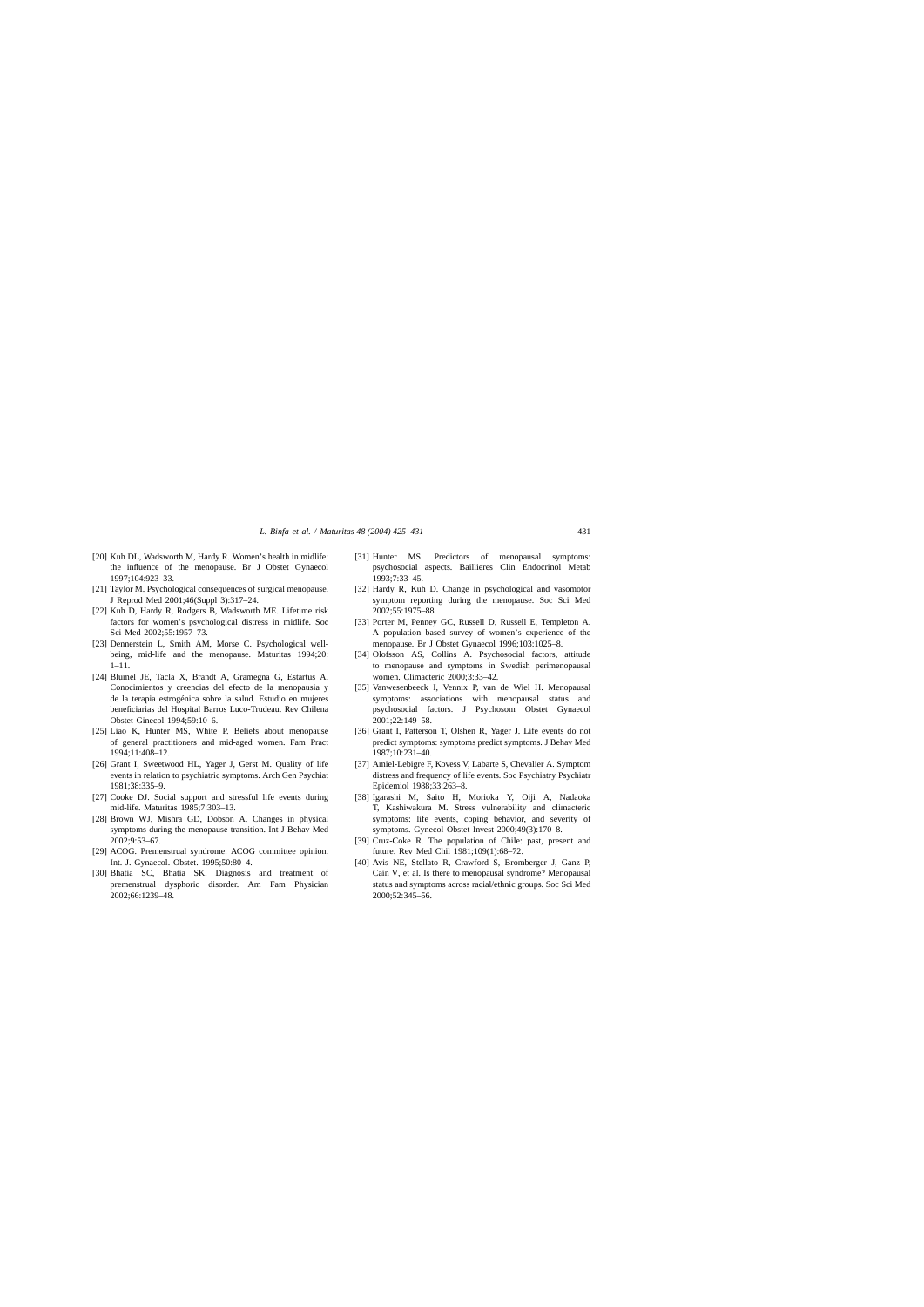[20] Kuh DL, Wadsworth M, Hardy R. Women's health in midlife: the influence of the menopause. Br J Obstet Gynaecol 1997;104:923–33.

[21] Taylor M. Psychological consequences of surgical menopause. J Reprod Med 2001;46(Suppl 3):317–24.

[22] Kuh D, Hardy R, Rodgers B, Wadsworth ME. Lifetime risk factors for women's psychological distress in midlife. Soc Sci Med 2002;55:1957–73.

[23] Dennerstein L, Smith AM, Morse C. Psychological well-being, mid-life and the menopause. Maturitas 1994;20: 1–11.

[24] Blumel JE, Tacla X, Brandt A, Gramegna G, Estartus A. Conocimientos y creencias del efecto de la menopausia y de la terapia estrogénica sobre la salud. Estudio en mujeres beneficiarias del Hospital Barros Luco-Trudeau. Rev Chilena Obstet Ginecol 1994;59:10–6.

[25] Liao K, Hunter MS, White P. Beliefs about menopause of general practitioners and mid-aged women. Fam Pract 1994;11:408–12.

[26] Grant I, Sweetwood HL, Yager J, Gerst M. Quality of life events in relation to psychiatric symptoms. Arch Gen Psychiat 1981;38:335–9.

[27] Cooke DJ. Social support and stressful life events during mid-life. Maturitas 1985;7:303–13.

[28] Brown WJ, Mishra GD, Dobson A. Changes in physical symptoms during the menopause transition. Int J Behav Med 2002;9:53–67.

[29] ACOG. Premenstrual syndrome. ACOG committee opinion. Int. J. Gynaecol. Obstet. 1995;50:80–4.

[30] Bhatia SC, Bhatia SK. Diagnosis and treatment of premenstrual dysphoric disorder. Am Fam Physician 2002;66:1239–48.

[31] Hunter MS. Predictors of menopausal symptoms: psychosocial aspects. Baillieres Clin Endocrinol Metab 1993;7:33–45.

[32] Hardy R, Kuh D. Change in psychological and vasomotor symptom reporting during the menopause. Soc Sci Med 2002;55:1975–88.

[33] Porter M, Penney GC, Russell D, Russell E, Templeton A. A population based survey of women's experience of the menopause. Br J Obstet Gynaecol 1996;103:1025–8.

[34] Olofsson AS, Collins A. Psychosocial factors, attitude to menopause and symptoms in Swedish perimenopausal women. Climacteric 2000;3:33–42.

[35] Vanwesenbeeck I, Vennix P, van de Wiel H. Menopausal symptoms: associations with menopausal status and psychosocial factors. J Psychosom Obstet Gynaecol 2001;22:149–58.

[36] Grant I, Patterson T, Olshen R, Yager J. Life events do not predict symptoms: symptoms predict symptoms. J Behav Med 1987;10:231–40.

[37] Amiel-Lebigre F, Kovess V, Labarte S, Chevalier A. Symptom distress and frequency of life events. Soc Psychiatry Psychiatr Epidemiol 1988;33:263–8.

[38] Igarashi M, Saito H, Morioka Y, Oiji A, Nadaoka T, Kashiwakura M. Stress vulnerability and climacteric symptoms: life events, coping behavior, and severity of symptoms. Gynecol Obstet Invest 2000;49(3):170–8.

[39] Cruz-Coke R. The population of Chile: past, present and future. Rev Med Chil 1981;109(1):68–72.

[40] Avis NE, Stellato R, Crawford S, Bromberger J, Ganz P, Cain V, et al. Is there to menopausal syndrome? Menopausal status and symptoms across racial/ethnic groups. Soc Sci Med 2000;52:345–56.